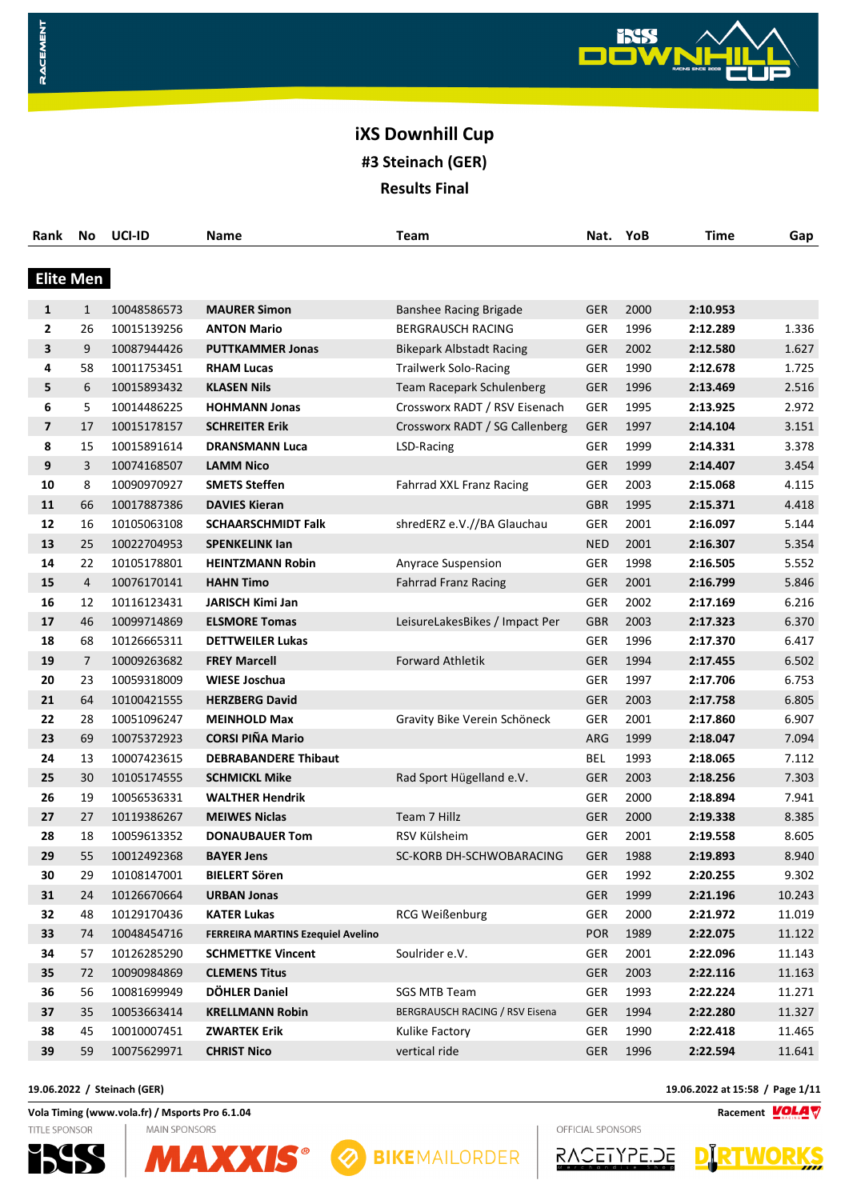# iXS Downhill Cup

## #3 Steinach (GER)

## Results Final

| Rank | No | UCI-ID | Name | Team | Nat. | YoB | Time | Gap |
|---|---|---|---|---|---|---|---|---|
| **Elite Men** | | | | | | | | |
| **1** | 1 | 10048586573 | **MAURER Simon** | Banshee Racing Brigade | GER | 2000 | **2:10.953** | |
| **2** | 26 | 10015139256 | **ANTON Mario** | BERGRAUSCH RACING | GER | 1996 | **2:12.289** | 1.336 |
| **3** | 9 | 10087944426 | **PUTTKAMMER Jonas** | Bikepark Albstadt Racing | GER | 2002 | **2:12.580** | 1.627 |
| **4** | 58 | 10011753451 | **RHAM Lucas** | Trailwerk Solo-Racing | GER | 1990 | **2:12.678** | 1.725 |
| **5** | 6 | 10015893432 | **KLASEN Nils** | Team Racepark Schulenberg | GER | 1996 | **2:13.469** | 2.516 |
| **6** | 5 | 10014486225 | **HOHMANN Jonas** | Crossworx RADT / RSV Eisenach | GER | 1995 | **2:13.925** | 2.972 |
| **7** | 17 | 10015178157 | **SCHREITER Erik** | Crossworx RADT / SG Callenberg | GER | 1997 | **2:14.104** | 3.151 |
| **8** | 15 | 10015891614 | **DRANSMANN Luca** | LSD-Racing | GER | 1999 | **2:14.331** | 3.378 |
| **9** | 3 | 10074168507 | **LAMM Nico** | | GER | 1999 | **2:14.407** | 3.454 |
| **10** | 8 | 10090970927 | **SMETS Steffen** | Fahrrad XXL Franz Racing | GER | 2003 | **2:15.068** | 4.115 |
| **11** | 66 | 10017887386 | **DAVIES Kieran** | | GBR | 1995 | **2:15.371** | 4.418 |
| **12** | 16 | 10105063108 | **SCHAARSCHMIDT Falk** | shredERZ e.V.//BA Glauchau | GER | 2001 | **2:16.097** | 5.144 |
| **13** | 25 | 10022704953 | **SPENKELINK Ian** | | NED | 2001 | **2:16.307** | 5.354 |
| **14** | 22 | 10105178801 | **HEINTZMANN Robin** | Anyrace Suspension | GER | 1998 | **2:16.505** | 5.552 |
| **15** | 4 | 10076170141 | **HAHN Timo** | Fahrrad Franz Racing | GER | 2001 | **2:16.799** | 5.846 |
| **16** | 12 | 10116123431 | **JARISCH Kimi Jan** | | GER | 2002 | **2:17.169** | 6.216 |
| **17** | 46 | 10099714869 | **ELSMORE Tomas** | LeisureLakesBikes / Impact Per | GBR | 2003 | **2:17.323** | 6.370 |
| **18** | 68 | 10126665311 | **DETTWEILER Lukas** | | GER | 1996 | **2:17.370** | 6.417 |
| **19** | 7 | 10009263682 | **FREY Marcell** | Forward Athletik | GER | 1994 | **2:17.455** | 6.502 |
| **20** | 23 | 10059318009 | **WIESE Joschua** | | GER | 1997 | **2:17.706** | 6.753 |
| **21** | 64 | 10100421555 | **HERZBERG David** | | GER | 2003 | **2:17.758** | 6.805 |
| **22** | 28 | 10051096247 | **MEINHOLD Max** | Gravity Bike Verein Schöneck | GER | 2001 | **2:17.860** | 6.907 |
| **23** | 69 | 10075372923 | **CORSI PIÑA Mario** | | ARG | 1999 | **2:18.047** | 7.094 |
| **24** | 13 | 10007423615 | **DEBRABANDERE Thibaut** | | BEL | 1993 | **2:18.065** | 7.112 |
| **25** | 30 | 10105174555 | **SCHMICKL Mike** | Rad Sport Hügelland e.V. | GER | 2003 | **2:18.256** | 7.303 |
| **26** | 19 | 10056536331 | **WALTHER Hendrik** | | GER | 2000 | **2:18.894** | 7.941 |
| **27** | 27 | 10119386267 | **MEIWES Niclas** | Team 7 Hillz | GER | 2000 | **2:19.338** | 8.385 |
| **28** | 18 | 10059613352 | **DONAUBAUER Tom** | RSV Külsheim | GER | 2001 | **2:19.558** | 8.605 |
| **29** | 55 | 10012492368 | **BAYER Jens** | SC-KORB DH-SCHWOBARACING | GER | 1988 | **2:19.893** | 8.940 |
| **30** | 29 | 10108147001 | **BIELERT Sören** | | GER | 1992 | **2:20.255** | 9.302 |
| **31** | 24 | 10126670664 | **URBAN Jonas** | | GER | 1999 | **2:21.196** | 10.243 |
| **32** | 48 | 10129170436 | **KATER Lukas** | RCG Weißenburg | GER | 2000 | **2:21.972** | 11.019 |
| **33** | 74 | 10048454716 | **FERREIRA MARTINS Ezequiel Avelino** | | POR | 1989 | **2:22.075** | 11.122 |
| **34** | 57 | 10126285290 | **SCHMETTKE Vincent** | Soulrider e.V. | GER | 2001 | **2:22.096** | 11.143 |
| **35** | 72 | 10090984869 | **CLEMENS Titus** | | GER | 2003 | **2:22.116** | 11.163 |
| **36** | 56 | 10081699949 | **DÖHLER Daniel** | SGS MTB Team | GER | 1993 | **2:22.224** | 11.271 |
| **37** | 35 | 10053663414 | **KRELLMANN Robin** | BERGRAUSCH RACING / RSV Eisena | GER | 1994 | **2:22.280** | 11.327 |
| **38** | 45 | 10010007451 | **ZWARTEK Erik** | Kulike Factory | GER | 1990 | **2:22.418** | 11.465 |
| **39** | 59 | 10075629971 | **CHRIST Nico** | vertical ride | GER | 1996 | **2:22.594** | 11.641 |

19.06.2022 / Steinach (GER)

19.06.2022 at 15:58

Vola Timing (www.vola.fr) / Msports Pro 6.1.04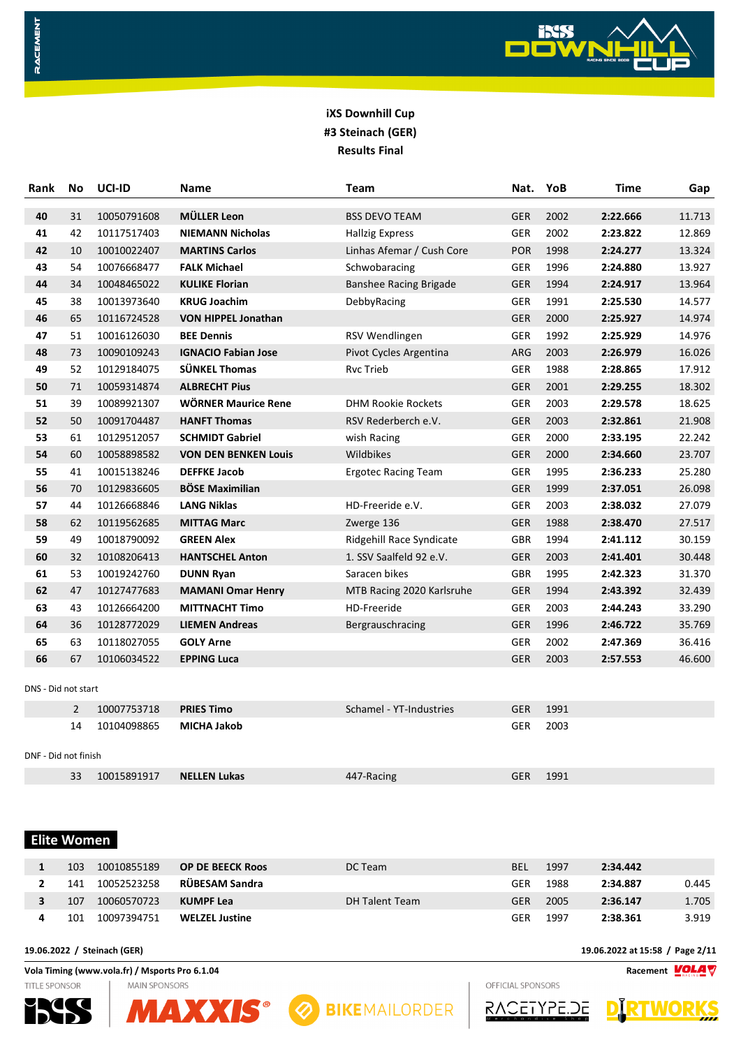**iXS Downhill Cup**
**#3 Steinach (GER)**
**Results Final**

| Rank | No | UCI-ID | Name | Team | Nat. | YoB | Time | Gap |
|---|---|---|---|---|---|---|---|---|
| 40 | 31 | 10050791608 | **MÜLLER Leon** | BSS DEVO TEAM | GER | 2002 | **2:22.666** | 11.713 |
| 41 | 42 | 10117517403 | **NIEMANN Nicholas** | Hallzig Express | GER | 2002 | **2:23.822** | 12.869 |
| 42 | 10 | 10010022407 | **MARTINS Carlos** | Linhas Afemar / Cush Core | POR | 1998 | **2:24.277** | 13.324 |
| 43 | 54 | 10076668477 | **FALK Michael** | Schwobaracing | GER | 1996 | **2:24.880** | 13.927 |
| 44 | 34 | 10048465022 | **KULIKE Florian** | Banshee Racing Brigade | GER | 1994 | **2:24.917** | 13.964 |
| 45 | 38 | 10013973640 | **KRUG Joachim** | DebbyRacing | GER | 1991 | **2:25.530** | 14.577 |
| 46 | 65 | 10116724528 | **VON HIPPEL Jonathan** | | GER | 2000 | **2:25.927** | 14.974 |
| 47 | 51 | 10016126030 | **BEE Dennis** | RSV Wendlingen | GER | 1992 | **2:25.929** | 14.976 |
| 48 | 73 | 10090109243 | **IGNACIO Fabian Jose** | Pivot Cycles Argentina | ARG | 2003 | **2:26.979** | 16.026 |
| 49 | 52 | 10129184075 | **SÜNKEL Thomas** | Rvc Trieb | GER | 1988 | **2:28.865** | 17.912 |
| 50 | 71 | 10059314874 | **ALBRECHT Pius** | | GER | 2001 | **2:29.255** | 18.302 |
| 51 | 39 | 10089921307 | **WÖRNER Maurice Rene** | DHM Rookie Rockets | GER | 2003 | **2:29.578** | 18.625 |
| 52 | 50 | 10091704487 | **HANFT Thomas** | RSV Rederberch e.V. | GER | 2003 | **2:32.861** | 21.908 |
| 53 | 61 | 10129512057 | **SCHMIDT Gabriel** | wish Racing | GER | 2000 | **2:33.195** | 22.242 |
| 54 | 60 | 10058898582 | **VON DEN BENKEN Louis** | Wildbikes | GER | 2000 | **2:34.660** | 23.707 |
| 55 | 41 | 10015138246 | **DEFFKE Jacob** | Ergotec Racing Team | GER | 1995 | **2:36.233** | 25.280 |
| 56 | 70 | 10129836605 | **BÖSE Maximilian** | | GER | 1999 | **2:37.051** | 26.098 |
| 57 | 44 | 10126668846 | **LANG Niklas** | HD-Freeride e.V. | GER | 2003 | **2:38.032** | 27.079 |
| 58 | 62 | 10119562685 | **MITTAG Marc** | Zwerge 136 | GER | 1988 | **2:38.470** | 27.517 |
| 59 | 49 | 10018790092 | **GREEN Alex** | Ridgehill Race Syndicate | GBR | 1994 | **2:41.112** | 30.159 |
| 60 | 32 | 10108206413 | **HANTSCHEL Anton** | 1. SSV Saalfeld 92 e.V. | GER | 2003 | **2:41.401** | 30.448 |
| 61 | 53 | 10019242760 | **DUNN Ryan** | Saracen bikes | GBR | 1995 | **2:42.323** | 31.370 |
| 62 | 47 | 10127477683 | **MAMANI Omar Henry** | MTB Racing 2020 Karlsruhe | GER | 1994 | **2:43.392** | 32.439 |
| 63 | 43 | 10126664200 | **MITTNACHT Timo** | HD-Freeride | GER | 2003 | **2:44.243** | 33.290 |
| 64 | 36 | 10128772029 | **LIEMEN Andreas** | Bergrauschracing | GER | 1996 | **2:46.722** | 35.769 |
| 65 | 63 | 10118027055 | **GOLY Arne** | | GER | 2002 | **2:47.369** | 36.416 |
| 66 | 67 | 10106034522 | **EPPING Luca** | | GER | 2003 | **2:57.553** | 46.600 |

DNS - Did not start

| Rank | No | UCI-ID | Name | Team | Nat. | YoB | Time | Gap |
|---|---|---|---|---|---|---|---|---|
| | 2 | 10007753718 | **PRIES Timo** | Schamel - YT-Industries | GER | 1991 | | |
| | 14 | 10104098865 | **MICHA Jakob** | | GER | 2003 | | |

DNF - Did not finish

| Rank | No | UCI-ID | Name | Team | Nat. | YoB | Time | Gap |
|---|---|---|---|---|---|---|---|---|
| | 33 | 10015891917 | **NELLEN Lukas** | 447-Racing | GER | 1991 | | |

## Elite Women

| Rank | No | UCI-ID | Name | Team | Nat. | YoB | Time | Gap |
|---|---|---|---|---|---|---|---|---|
| 1 | 103 | 10010855189 | **OP DE BEECK Roos** | DC Team | BEL | 1997 | **2:34.442** | |
| 2 | 141 | 10052523258 | **RÜBESAM Sandra** | | GER | 1988 | **2:34.887** | 0.445 |
| 3 | 107 | 10060570723 | **KUMPF Lea** | DH Talent Team | GER | 2005 | **2:36.147** | 1.705 |
| 4 | 101 | 10097394751 | **WELZEL Justine** | | GER | 1997 | **2:38.361** | 3.919 |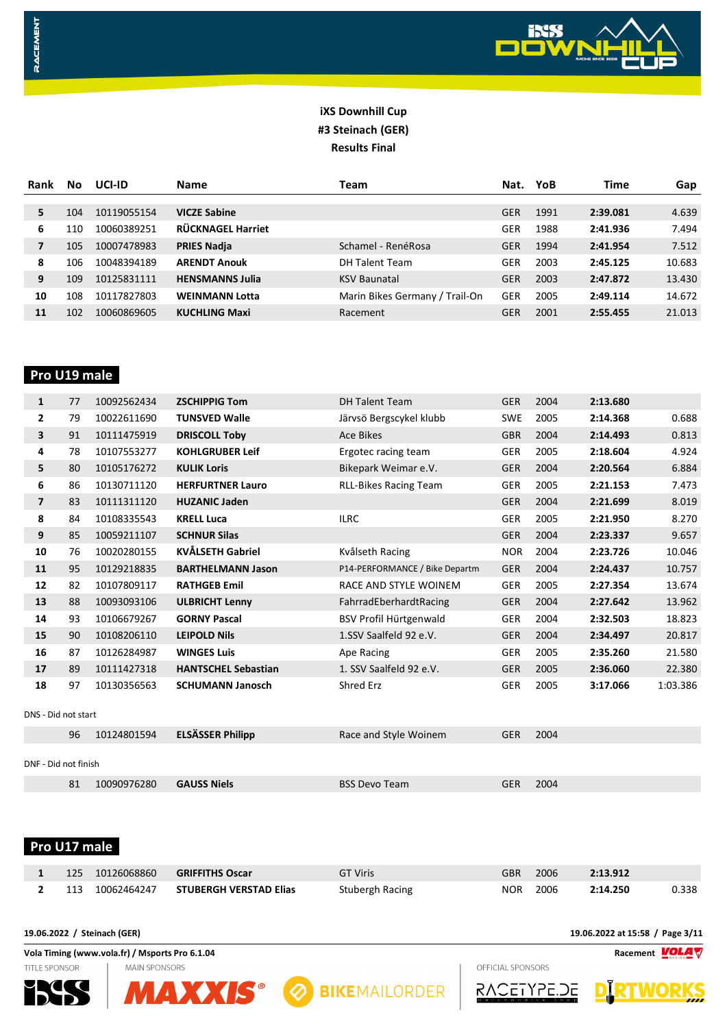**iXS Downhill Cup**
**#3 Steinach (GER)**
**Results Final**

| Rank | No | UCI-ID | Name | Team | Nat. | YoB | Time | Gap |
|---|---|---|---|---|---|---|---|---|
| 5 | 104 | 10119055154 | **VICZE Sabine** | | GER | 1991 | **2:39.081** | 4.639 |
| 6 | 110 | 10060389251 | **RÜCKNAGEL Harriet** | | GER | 1988 | **2:41.936** | 7.494 |
| 7 | 105 | 10007478983 | **PRIES Nadja** | Schamel - RenéRosa | GER | 1994 | **2:41.954** | 7.512 |
| 8 | 106 | 10048394189 | **ARENDT Anouk** | DH Talent Team | GER | 2003 | **2:45.125** | 10.683 |
| 9 | 109 | 10125831111 | **HENSMANNS Julia** | KSV Baunatal | GER | 2003 | **2:47.872** | 13.430 |
| 10 | 108 | 10117827803 | **WEINMANN Lotta** | Marin Bikes Germany / Trail-On | GER | 2005 | **2:49.114** | 14.672 |
| 11 | 102 | 10060869605 | **KUCHLING Maxi** | Racement | GER | 2001 | **2:55.455** | 21.013 |

## Pro U19 male

| Rank | No | UCI-ID | Name | Team | Nat. | YoB | Time | Gap |
|---|---|---|---|---|---|---|---|---|
| 1 | 77 | 10092562434 | **ZSCHIPPIG Tom** | DH Talent Team | GER | 2004 | **2:13.680** | |
| 2 | 79 | 10022611690 | **TUNSVED Walle** | Järvsö Bergscykel klubb | SWE | 2005 | **2:14.368** | 0.688 |
| 3 | 91 | 10111475919 | **DRISCOLL Toby** | Ace Bikes | GBR | 2004 | **2:14.493** | 0.813 |
| 4 | 78 | 10107553277 | **KOHLGRUBER Leif** | Ergotec racing team | GER | 2005 | **2:18.604** | 4.924 |
| 5 | 80 | 10105176272 | **KULIK Loris** | Bikepark Weimar e.V. | GER | 2004 | **2:20.564** | 6.884 |
| 6 | 86 | 10130711120 | **HERFURTNER Lauro** | RLL-Bikes Racing Team | GER | 2005 | **2:21.153** | 7.473 |
| 7 | 83 | 10111311120 | **HUZANIC Jaden** | | GER | 2004 | **2:21.699** | 8.019 |
| 8 | 84 | 10108335543 | **KRELL Luca** | ILRC | GER | 2005 | **2:21.950** | 8.270 |
| 9 | 85 | 10059211107 | **SCHNUR Silas** | | GER | 2004 | **2:23.337** | 9.657 |
| 10 | 76 | 10020280155 | **KVÅLSETH Gabriel** | Kvålseth Racing | NOR | 2004 | **2:23.726** | 10.046 |
| 11 | 95 | 10129218835 | **BARTHELMANN Jason** | P14-PERFORMANCE / Bike Departm | GER | 2004 | **2:24.437** | 10.757 |
| 12 | 82 | 10107809117 | **RATHGEB Emil** | RACE AND STYLE WOINEM | GER | 2005 | **2:27.354** | 13.674 |
| 13 | 88 | 10093093106 | **ULBRICHT Lenny** | FahrradEberhardtRacing | GER | 2004 | **2:27.642** | 13.962 |
| 14 | 93 | 10106679267 | **GORNY Pascal** | BSV Profil Hürtgenwald | GER | 2004 | **2:32.503** | 18.823 |
| 15 | 90 | 10108206110 | **LEIPOLD Nils** | 1.SSV Saalfeld 92 e.V. | GER | 2004 | **2:34.497** | 20.817 |
| 16 | 87 | 10126284987 | **WINGES Luis** | Ape Racing | GER | 2005 | **2:35.260** | 21.580 |
| 17 | 89 | 10111427318 | **HANTSCHEL Sebastian** | 1. SSV Saalfeld 92 e.V. | GER | 2005 | **2:36.060** | 22.380 |
| 18 | 97 | 10130356563 | **SCHUMANN Janosch** | Shred Erz | GER | 2005 | **3:17.066** | 1:03.386 |

DNS - Did not start

| Rank | No | UCI-ID | Name | Team | Nat. | YoB | Time | Gap |
|---|---|---|---|---|---|---|---|---|
| | 96 | 10124801594 | **ELSÄSSER Philipp** | Race and Style Woinem | GER | 2004 | | |

DNF - Did not finish

| Rank | No | UCI-ID | Name | Team | Nat. | YoB | Time | Gap |
|---|---|---|---|---|---|---|---|---|
| | 81 | 10090976280 | **GAUSS Niels** | BSS Devo Team | GER | 2004 | | |

## Pro U17 male

| Rank | No | UCI-ID | Name | Team | Nat. | YoB | Time | Gap |
|---|---|---|---|---|---|---|---|---|
| 1 | 125 | 10126068860 | **GRIFFITHS Oscar** | GT Viris | GBR | 2006 | **2:13.912** | |
| 2 | 113 | 10062464247 | **STUBERGH VERSTAD Elias** | Stubergh Racing | NOR | 2006 | **2:14.250** | 0.338 |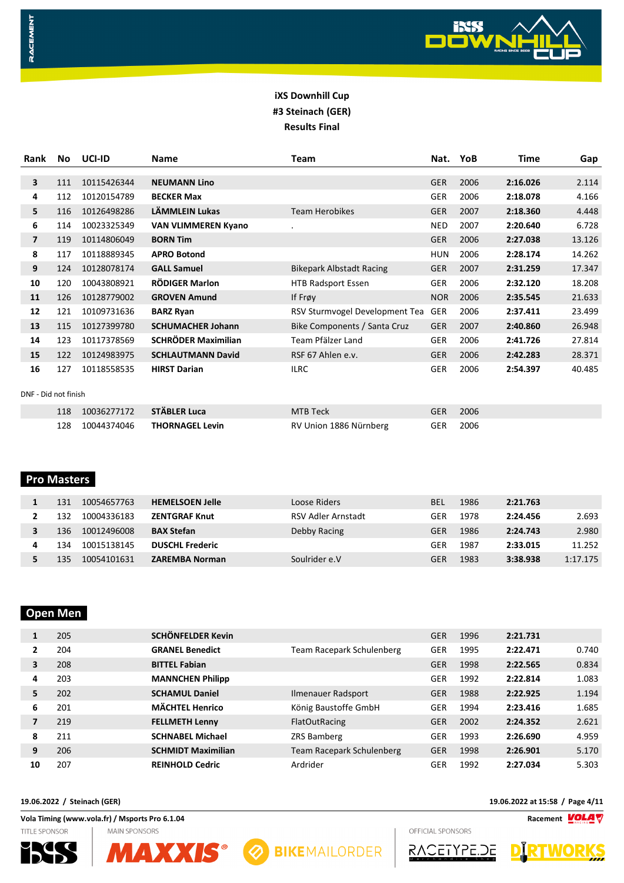**iXS Downhill Cup**
**#3 Steinach (GER)**
**Results Final**

| Rank | No | UCI-ID | Name | Team | Nat. | YoB | Time | Gap |
|---|---|---|---|---|---|---|---|---|
| 3 | 111 | 10115426344 | **NEUMANN Lino** | | GER | 2006 | **2:16.026** | 2.114 |
| 4 | 112 | 10120154789 | **BECKER Max** | | GER | 2006 | **2:18.078** | 4.166 |
| 5 | 116 | 10126498286 | **LÄMMLEIN Lukas** | Team Herobikes | GER | 2007 | **2:18.360** | 4.448 |
| 6 | 114 | 10023325349 | **VAN VLIMMEREN Kyano** | . | NED | 2007 | **2:20.640** | 6.728 |
| 7 | 119 | 10114806049 | **BORN Tim** | | GER | 2006 | **2:27.038** | 13.126 |
| 8 | 117 | 10118889345 | **APRO Botond** | | HUN | 2006 | **2:28.174** | 14.262 |
| 9 | 124 | 10128078174 | **GALL Samuel** | Bikepark Albstadt Racing | GER | 2007 | **2:31.259** | 17.347 |
| 10 | 120 | 10043808921 | **RÖDIGER Marlon** | HTB Radsport Essen | GER | 2006 | **2:32.120** | 18.208 |
| 11 | 126 | 10128779002 | **GROVEN Amund** | If Frøy | NOR | 2006 | **2:35.545** | 21.633 |
| 12 | 121 | 10109731636 | **BARZ Ryan** | RSV Sturmvogel Development Tea | GER | 2006 | **2:37.411** | 23.499 |
| 13 | 115 | 10127399780 | **SCHUMACHER Johann** | Bike Components / Santa Cruz | GER | 2007 | **2:40.860** | 26.948 |
| 14 | 123 | 10117378569 | **SCHRÖDER Maximilian** | Team Pfälzer Land | GER | 2006 | **2:41.726** | 27.814 |
| 15 | 122 | 10124983975 | **SCHLAUTMANN David** | RSF 67 Ahlen e.v. | GER | 2006 | **2:42.283** | 28.371 |
| 16 | 127 | 10118558535 | **HIRST Darian** | ILRC | GER | 2006 | **2:54.397** | 40.485 |

DNF - Did not finish

| Rank | No | UCI-ID | Name | Team | Nat. | YoB | Time | Gap |
|---|---|---|---|---|---|---|---|---|
| | 118 | 10036277172 | **STÄBLER Luca** | MTB Teck | GER | 2006 | | |
| | 128 | 10044374046 | **THORNAGEL Levin** | RV Union 1886 Nürnberg | GER | 2006 | | |

## Pro Masters

| Rank | No | UCI-ID | Name | Team | Nat. | YoB | Time | Gap |
|---|---|---|---|---|---|---|---|---|
| 1 | 131 | 10054657763 | **HEMELSOEN Jelle** | Loose Riders | BEL | 1986 | **2:21.763** | |
| 2 | 132 | 10004336183 | **ZENTGRAF Knut** | RSV Adler Arnstadt | GER | 1978 | **2:24.456** | 2.693 |
| 3 | 136 | 10012496008 | **BAX Stefan** | Debby Racing | GER | 1986 | **2:24.743** | 2.980 |
| 4 | 134 | 10015138145 | **DUSCHL Frederic** | | GER | 1987 | **2:33.015** | 11.252 |
| 5 | 135 | 10054101631 | **ZAREMBA Norman** | Soulrider e.V | GER | 1983 | **3:38.938** | 1:17.175 |

## Open Men

| Rank | No | UCI-ID | Name | Team | Nat. | YoB | Time | Gap |
|---|---|---|---|---|---|---|---|---|
| 1 | 205 | | **SCHÖNFELDER Kevin** | | GER | 1996 | **2:21.731** | |
| 2 | 204 | | **GRANEL Benedict** | Team Racepark Schulenberg | GER | 1995 | **2:22.471** | 0.740 |
| 3 | 208 | | **BITTEL Fabian** | | GER | 1998 | **2:22.565** | 0.834 |
| 4 | 203 | | **MANNCHEN Philipp** | | GER | 1992 | **2:22.814** | 1.083 |
| 5 | 202 | | **SCHAMUL Daniel** | Ilmenauer Radsport | GER | 1988 | **2:22.925** | 1.194 |
| 6 | 201 | | **MÄCHTEL Henrico** | König Baustoffe GmbH | GER | 1994 | **2:23.416** | 1.685 |
| 7 | 219 | | **FELLMETH Lenny** | FlatOutRacing | GER | 2002 | **2:24.352** | 2.621 |
| 8 | 211 | | **SCHNABEL Michael** | ZRS Bamberg | GER | 1993 | **2:26.690** | 4.959 |
| 9 | 206 | | **SCHMIDT Maximilian** | Team Racepark Schulenberg | GER | 1998 | **2:26.901** | 5.170 |
| 10 | 207 | | **REINHOLD Cedric** | Ardrider | GER | 1992 | **2:27.034** | 5.303 |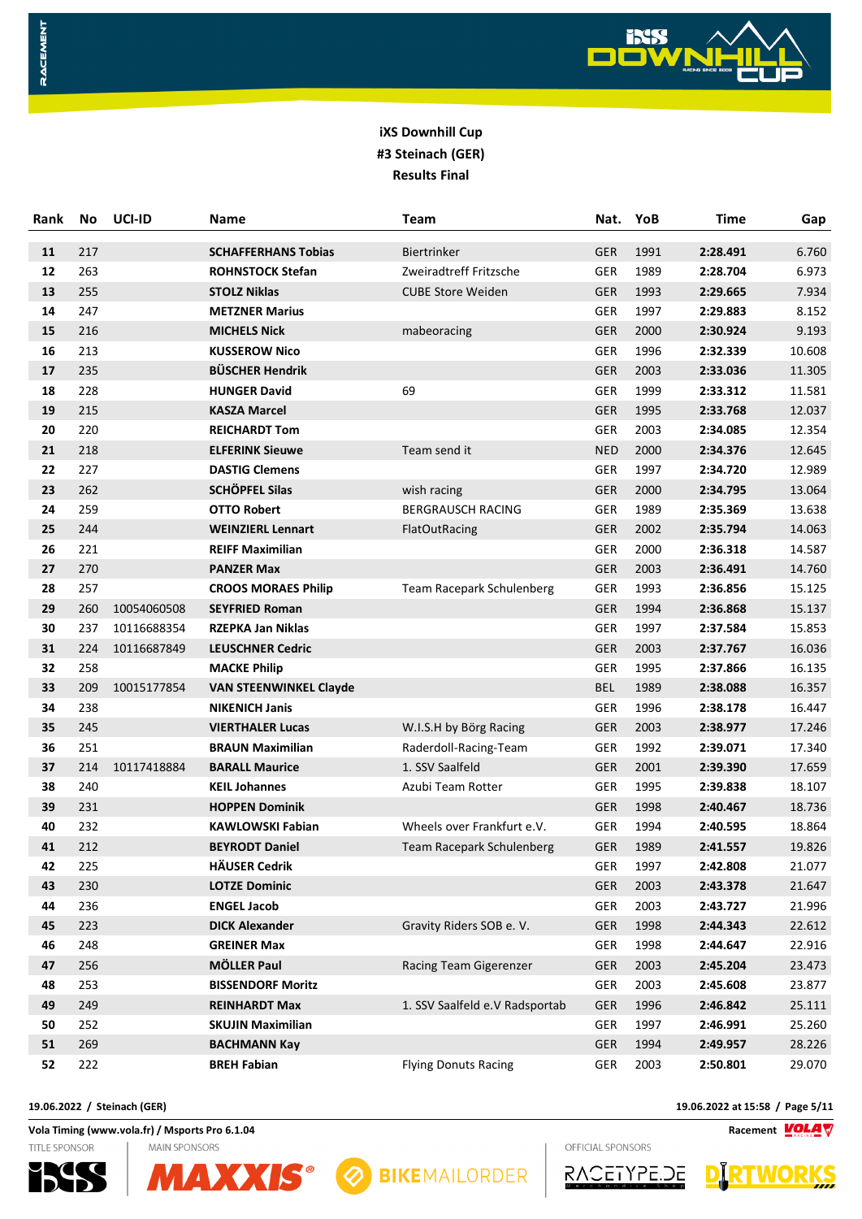**iXS Downhill Cup**

**#3 Steinach (GER)**

**Results Final**

| Rank | No | UCI-ID | Name | Team | Nat. | YoB | Time | Gap |
|---|---|---|---|---|---|---|---|---|
| **11** | 217 | | **SCHAFFERHANS Tobias** | Biertrinker | GER | 1991 | **2:28.491** | 6.760 |
| **12** | 263 | | **ROHNSTOCK Stefan** | Zweiradtreff Fritzsche | GER | 1989 | **2:28.704** | 6.973 |
| **13** | 255 | | **STOLZ Niklas** | CUBE Store Weiden | GER | 1993 | **2:29.665** | 7.934 |
| **14** | 247 | | **METZNER Marius** | | GER | 1997 | **2:29.883** | 8.152 |
| **15** | 216 | | **MICHELS Nick** | mabeoracing | GER | 2000 | **2:30.924** | 9.193 |
| **16** | 213 | | **KUSSEROW Nico** | | GER | 1996 | **2:32.339** | 10.608 |
| **17** | 235 | | **BÜSCHER Hendrik** | | GER | 2003 | **2:33.036** | 11.305 |
| **18** | 228 | | **HUNGER David** | 69 | GER | 1999 | **2:33.312** | 11.581 |
| **19** | 215 | | **KASZA Marcel** | | GER | 1995 | **2:33.768** | 12.037 |
| **20** | 220 | | **REICHARDT Tom** | | GER | 2003 | **2:34.085** | 12.354 |
| **21** | 218 | | **ELFERINK Sieuwe** | Team send it | NED | 2000 | **2:34.376** | 12.645 |
| **22** | 227 | | **DASTIG Clemens** | | GER | 1997 | **2:34.720** | 12.989 |
| **23** | 262 | | **SCHÖPFEL Silas** | wish racing | GER | 2000 | **2:34.795** | 13.064 |
| **24** | 259 | | **OTTO Robert** | BERGRAUSCH RACING | GER | 1989 | **2:35.369** | 13.638 |
| **25** | 244 | | **WEINZIERL Lennart** | FlatOutRacing | GER | 2002 | **2:35.794** | 14.063 |
| **26** | 221 | | **REIFF Maximilian** | | GER | 2000 | **2:36.318** | 14.587 |
| **27** | 270 | | **PANZER Max** | | GER | 2003 | **2:36.491** | 14.760 |
| **28** | 257 | | **CROOS MORAES Philip** | Team Racepark Schulenberg | GER | 1993 | **2:36.856** | 15.125 |
| **29** | 260 | 10054060508 | **SEYFRIED Roman** | | GER | 1994 | **2:36.868** | 15.137 |
| **30** | 237 | 10116688354 | **RZEPKA Jan Niklas** | | GER | 1997 | **2:37.584** | 15.853 |
| **31** | 224 | 10116687849 | **LEUSCHNER Cedric** | | GER | 2003 | **2:37.767** | 16.036 |
| **32** | 258 | | **MACKE Philip** | | GER | 1995 | **2:37.866** | 16.135 |
| **33** | 209 | 10015177854 | **VAN STEENWINKEL Clayde** | | BEL | 1989 | **2:38.088** | 16.357 |
| **34** | 238 | | **NIKENICH Janis** | | GER | 1996 | **2:38.178** | 16.447 |
| **35** | 245 | | **VIERTHALER Lucas** | W.I.S.H by Börg Racing | GER | 2003 | **2:38.977** | 17.246 |
| **36** | 251 | | **BRAUN Maximilian** | Raderdoll-Racing-Team | GER | 1992 | **2:39.071** | 17.340 |
| **37** | 214 | 10117418884 | **BARALL Maurice** | 1. SSV Saalfeld | GER | 2001 | **2:39.390** | 17.659 |
| **38** | 240 | | **KEIL Johannes** | Azubi Team Rotter | GER | 1995 | **2:39.838** | 18.107 |
| **39** | 231 | | **HOPPEN Dominik** | | GER | 1998 | **2:40.467** | 18.736 |
| **40** | 232 | | **KAWLOWSKI Fabian** | Wheels over Frankfurt e.V. | GER | 1994 | **2:40.595** | 18.864 |
| **41** | 212 | | **BEYRODT Daniel** | Team Racepark Schulenberg | GER | 1989 | **2:41.557** | 19.826 |
| **42** | 225 | | **HÄUSER Cedrik** | | GER | 1997 | **2:42.808** | 21.077 |
| **43** | 230 | | **LOTZE Dominic** | | GER | 2003 | **2:43.378** | 21.647 |
| **44** | 236 | | **ENGEL Jacob** | | GER | 2003 | **2:43.727** | 21.996 |
| **45** | 223 | | **DICK Alexander** | Gravity Riders SOB e. V. | GER | 1998 | **2:44.343** | 22.612 |
| **46** | 248 | | **GREINER Max** | | GER | 1998 | **2:44.647** | 22.916 |
| **47** | 256 | | **MÖLLER Paul** | Racing Team Gigerenzer | GER | 2003 | **2:45.204** | 23.473 |
| **48** | 253 | | **BISSENDORF Moritz** | | GER | 2003 | **2:45.608** | 23.877 |
| **49** | 249 | | **REINHARDT Max** | 1. SSV Saalfeld e.V Radsportab | GER | 1996 | **2:46.842** | 25.111 |
| **50** | 252 | | **SKUJIN Maximilian** | | GER | 1997 | **2:46.991** | 25.260 |
| **51** | 269 | | **BACHMANN Kay** | | GER | 1994 | **2:49.957** | 28.226 |
| **52** | 222 | | **BREH Fabian** | Flying Donuts Racing | GER | 2003 | **2:50.801** | 29.070 |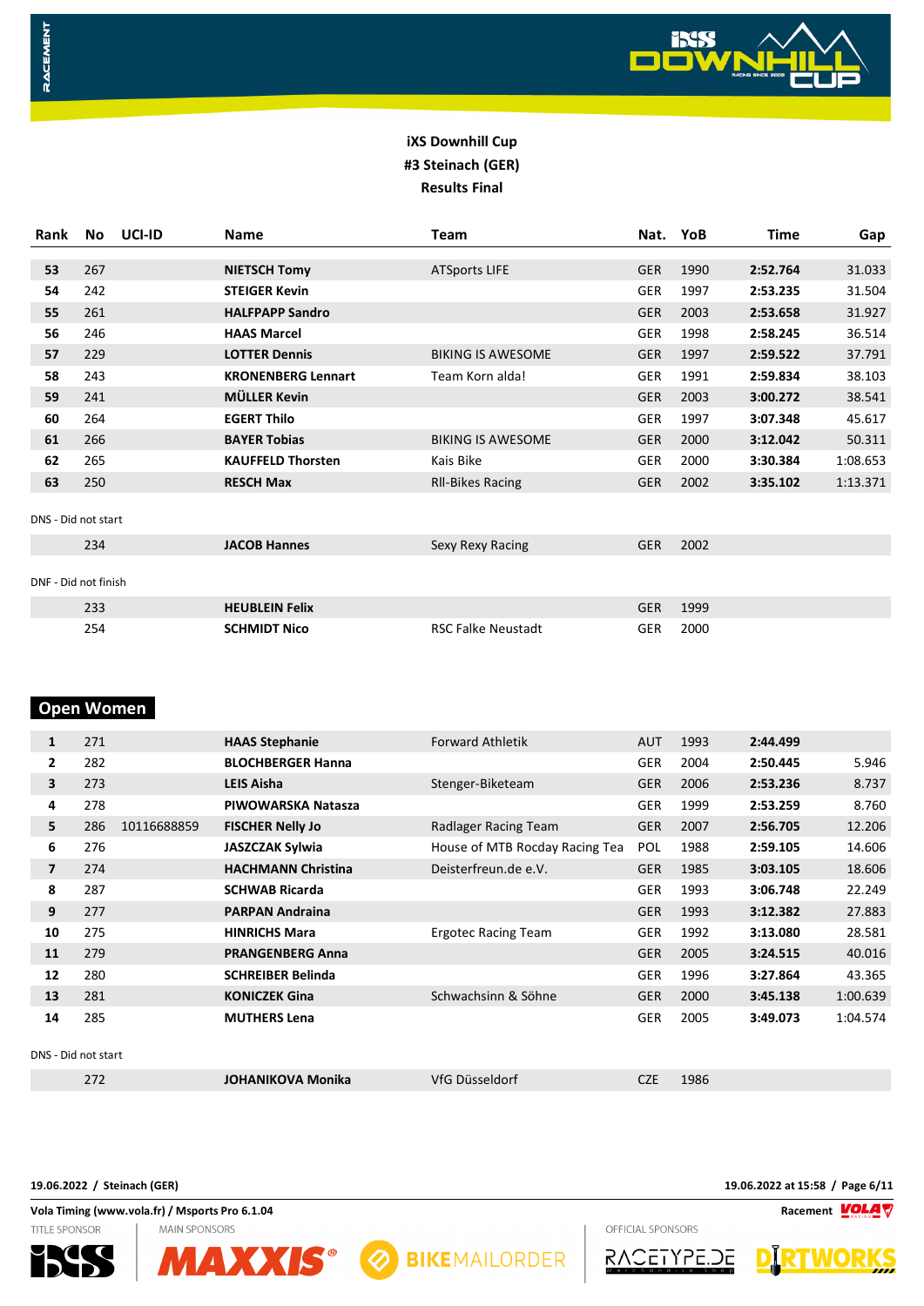**iXS Downhill Cup**
**#3 Steinach (GER)**
**Results Final**

| Rank | No | UCI-ID | Name | Team | Nat. | YoB | Time | Gap |
|---|---|---|---|---|---|---|---|---|
| 53 | 267 | | NIETSCH Tomy | ATSports LIFE | GER | 1990 | 2:52.764 | 31.033 |
| 54 | 242 | | STEIGER Kevin | | GER | 1997 | 2:53.235 | 31.504 |
| 55 | 261 | | HALFPAPP Sandro | | GER | 2003 | 2:53.658 | 31.927 |
| 56 | 246 | | HAAS Marcel | | GER | 1998 | 2:58.245 | 36.514 |
| 57 | 229 | | LOTTER Dennis | BIKING IS AWESOME | GER | 1997 | 2:59.522 | 37.791 |
| 58 | 243 | | KRONENBERG Lennart | Team Korn alda! | GER | 1991 | 2:59.834 | 38.103 |
| 59 | 241 | | MÜLLER Kevin | | GER | 2003 | 3:00.272 | 38.541 |
| 60 | 264 | | EGERT Thilo | | GER | 1997 | 3:07.348 | 45.617 |
| 61 | 266 | | BAYER Tobias | BIKING IS AWESOME | GER | 2000 | 3:12.042 | 50.311 |
| 62 | 265 | | KAUFFELD Thorsten | Kais Bike | GER | 2000 | 3:30.384 | 1:08.653 |
| 63 | 250 | | RESCH Max | RII-Bikes Racing | GER | 2002 | 3:35.102 | 1:13.371 |

DNS - Did not start

| Rank | No | UCI-ID | Name | Team | Nat. | YoB | Time | Gap |
|---|---|---|---|---|---|---|---|---|
| | 234 | | JACOB Hannes | Sexy Rexy Racing | GER | 2002 | | |

DNF - Did not finish

| Rank | No | UCI-ID | Name | Team | Nat. | YoB | Time | Gap |
|---|---|---|---|---|---|---|---|---|
| | 233 | | HEUBLEIN Felix | | GER | 1999 | | |
| | 254 | | SCHMIDT Nico | RSC Falke Neustadt | GER | 2000 | | |

## Open Women

| Rank | No | UCI-ID | Name | Team | Nat. | YoB | Time | Gap |
|---|---|---|---|---|---|---|---|---|
| 1 | 271 | | HAAS Stephanie | Forward Athletik | AUT | 1993 | 2:44.499 | |
| 2 | 282 | | BLOCHBERGER Hanna | | GER | 2004 | 2:50.445 | 5.946 |
| 3 | 273 | | LEIS Aisha | Stenger-Biketeam | GER | 2006 | 2:53.236 | 8.737 |
| 4 | 278 | | PIWOWARSKA Natasza | | GER | 1999 | 2:53.259 | 8.760 |
| 5 | 286 | 10116688859 | FISCHER Nelly Jo | Radlager Racing Team | GER | 2007 | 2:56.705 | 12.206 |
| 6 | 276 | | JASZCZAK Sylwia | House of MTB Rocday Racing Tea | POL | 1988 | 2:59.105 | 14.606 |
| 7 | 274 | | HACHMANN Christina | Deisterfreun.de e.V. | GER | 1985 | 3:03.105 | 18.606 |
| 8 | 287 | | SCHWAB Ricarda | | GER | 1993 | 3:06.748 | 22.249 |
| 9 | 277 | | PARPAN Andraina | | GER | 1993 | 3:12.382 | 27.883 |
| 10 | 275 | | HINRICHS Mara | Ergotec Racing Team | GER | 1992 | 3:13.080 | 28.581 |
| 11 | 279 | | PRANGENBERG Anna | | GER | 2005 | 3:24.515 | 40.016 |
| 12 | 280 | | SCHREIBER Belinda | | GER | 1996 | 3:27.864 | 43.365 |
| 13 | 281 | | KONICZEK Gina | Schwachsinn & Söhne | GER | 2000 | 3:45.138 | 1:00.639 |
| 14 | 285 | | MUTHERS Lena | | GER | 2005 | 3:49.073 | 1:04.574 |

DNS - Did not start

| Rank | No | UCI-ID | Name | Team | Nat. | YoB | Time | Gap |
|---|---|---|---|---|---|---|---|---|
| | 272 | | JOHANIKOVA Monika | VfG Düsseldorf | CZE | 1986 | | |

19.06.2022 / Steinach (GER) — 19.06.2022 at 15:58

Vola Timing (www.vola.fr) / Msports Pro 6.1.04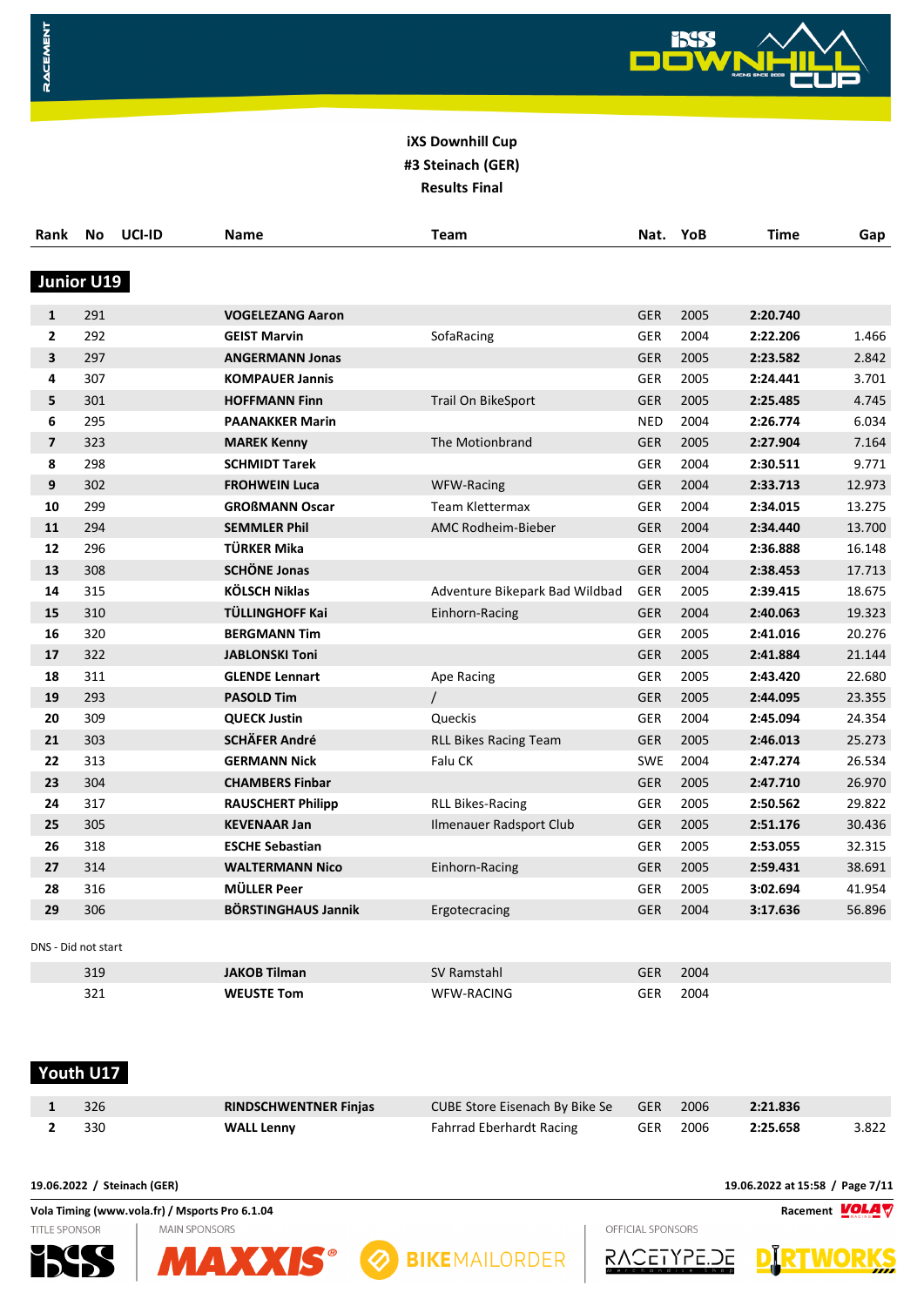**iXS Downhill Cup**
**#3 Steinach (GER)**
**Results Final**

| Rank | No | UCI-ID | Name | Team | Nat. | YoB | Time | Gap |
|---|---|---|---|---|---|---|---|---|

## Junior U19

| Rank | No | UCI-ID | Name | Team | Nat. | YoB | Time | Gap |
|---|---|---|---|---|---|---|---|---|
| 1 | 291 | | **VOGELEZANG Aaron** | | GER | 2005 | **2:20.740** | |
| 2 | 292 | | **GEIST Marvin** | SofaRacing | GER | 2004 | **2:22.206** | 1.466 |
| 3 | 297 | | **ANGERMANN Jonas** | | GER | 2005 | **2:23.582** | 2.842 |
| 4 | 307 | | **KOMPAUER Jannis** | | GER | 2005 | **2:24.441** | 3.701 |
| 5 | 301 | | **HOFFMANN Finn** | Trail On BikeSport | GER | 2005 | **2:25.485** | 4.745 |
| 6 | 295 | | **PAANAKKER Marin** | | NED | 2004 | **2:26.774** | 6.034 |
| 7 | 323 | | **MAREK Kenny** | The Motionbrand | GER | 2005 | **2:27.904** | 7.164 |
| 8 | 298 | | **SCHMIDT Tarek** | | GER | 2004 | **2:30.511** | 9.771 |
| 9 | 302 | | **FROHWEIN Luca** | WFW-Racing | GER | 2004 | **2:33.713** | 12.973 |
| 10 | 299 | | **GROßMANN Oscar** | Team Klettermax | GER | 2004 | **2:34.015** | 13.275 |
| 11 | 294 | | **SEMMLER Phil** | AMC Rodheim-Bieber | GER | 2004 | **2:34.440** | 13.700 |
| 12 | 296 | | **TÜRKER Mika** | | GER | 2004 | **2:36.888** | 16.148 |
| 13 | 308 | | **SCHÖNE Jonas** | | GER | 2004 | **2:38.453** | 17.713 |
| 14 | 315 | | **KÖLSCH Niklas** | Adventure Bikepark Bad Wildbad | GER | 2005 | **2:39.415** | 18.675 |
| 15 | 310 | | **TÜLLINGHOFF Kai** | Einhorn-Racing | GER | 2004 | **2:40.063** | 19.323 |
| 16 | 320 | | **BERGMANN Tim** | | GER | 2005 | **2:41.016** | 20.276 |
| 17 | 322 | | **JABLONSKI Toni** | | GER | 2005 | **2:41.884** | 21.144 |
| 18 | 311 | | **GLENDE Lennart** | Ape Racing | GER | 2005 | **2:43.420** | 22.680 |
| 19 | 293 | | **PASOLD Tim** | / | GER | 2005 | **2:44.095** | 23.355 |
| 20 | 309 | | **QUECK Justin** | Queckis | GER | 2004 | **2:45.094** | 24.354 |
| 21 | 303 | | **SCHÄFER André** | RLL Bikes Racing Team | GER | 2005 | **2:46.013** | 25.273 |
| 22 | 313 | | **GERMANN Nick** | Falu CK | SWE | 2004 | **2:47.274** | 26.534 |
| 23 | 304 | | **CHAMBERS Finbar** | | GER | 2005 | **2:47.710** | 26.970 |
| 24 | 317 | | **RAUSCHERT Philipp** | RLL Bikes-Racing | GER | 2005 | **2:50.562** | 29.822 |
| 25 | 305 | | **KEVENAAR Jan** | Ilmenauer Radsport Club | GER | 2005 | **2:51.176** | 30.436 |
| 26 | 318 | | **ESCHE Sebastian** | | GER | 2005 | **2:53.055** | 32.315 |
| 27 | 314 | | **WALTERMANN Nico** | Einhorn-Racing | GER | 2005 | **2:59.431** | 38.691 |
| 28 | 316 | | **MÜLLER Peer** | | GER | 2005 | **3:02.694** | 41.954 |
| 29 | 306 | | **BÖRSTINGHAUS Jannik** | Ergotecracing | GER | 2004 | **3:17.636** | 56.896 |

DNS - Did not start

| Rank | No | UCI-ID | Name | Team | Nat. | YoB | Time | Gap |
|---|---|---|---|---|---|---|---|---|
| | 319 | | **JAKOB Tilman** | SV Ramstahl | GER | 2004 | | |
| | 321 | | **WEUSTE Tom** | WFW-RACING | GER | 2004 | | |

## Youth U17

| Rank | No | UCI-ID | Name | Team | Nat. | YoB | Time | Gap |
|---|---|---|---|---|---|---|---|---|
| 1 | 326 | | **RINDSCHWENTNER Finjas** | CUBE Store Eisenach By Bike Se | GER | 2006 | **2:21.836** | |
| 2 | 330 | | **WALL Lenny** | Fahrrad Eberhardt Racing | GER | 2006 | **2:25.658** | 3.822 |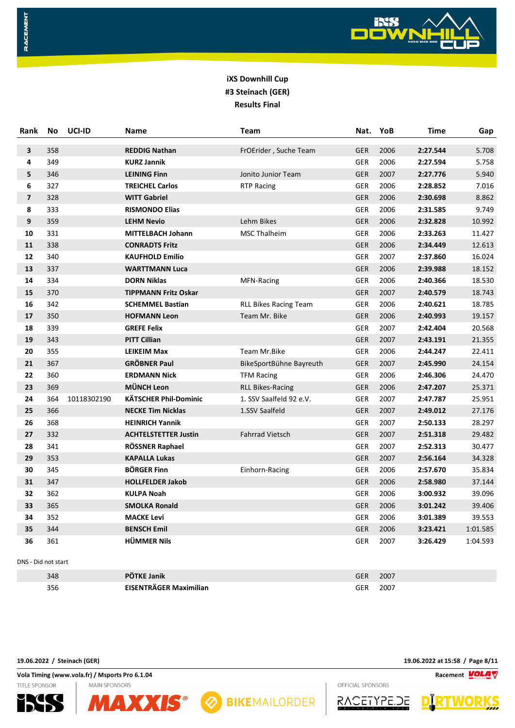**iXS Downhill Cup**
**#3 Steinach (GER)**
**Results Final**

| Rank | No | UCI-ID | Name | Team | Nat. | YoB | Time | Gap |
|---|---|---|---|---|---|---|---|---|
| 3 | 358 | | **REDDIG Nathan** | FrOErider , Suche Team | GER | 2006 | **2:27.544** | 5.708 |
| 4 | 349 | | **KURZ Jannik** | | GER | 2006 | **2:27.594** | 5.758 |
| 5 | 346 | | **LEINING Finn** | Jonito Junior Team | GER | 2007 | **2:27.776** | 5.940 |
| 6 | 327 | | **TREICHEL Carlos** | RTP Racing | GER | 2006 | **2:28.852** | 7.016 |
| 7 | 328 | | **WITT Gabriel** | | GER | 2006 | **2:30.698** | 8.862 |
| 8 | 333 | | **RISMONDO Elias** | | GER | 2006 | **2:31.585** | 9.749 |
| 9 | 359 | | **LEHM Nevio** | Lehm Bikes | GER | 2006 | **2:32.828** | 10.992 |
| 10 | 331 | | **MITTELBACH Johann** | MSC Thalheim | GER | 2006 | **2:33.263** | 11.427 |
| 11 | 338 | | **CONRADTS Fritz** | | GER | 2006 | **2:34.449** | 12.613 |
| 12 | 340 | | **KAUFHOLD Emilio** | | GER | 2007 | **2:37.860** | 16.024 |
| 13 | 337 | | **WARTTMANN Luca** | | GER | 2006 | **2:39.988** | 18.152 |
| 14 | 334 | | **DORN Niklas** | MFN-Racing | GER | 2006 | **2:40.366** | 18.530 |
| 15 | 370 | | **TIPPMANN Fritz Oskar** | | GER | 2007 | **2:40.579** | 18.743 |
| 16 | 342 | | **SCHEMMEL Bastian** | RLL Bikes Racing Team | GER | 2006 | **2:40.621** | 18.785 |
| 17 | 350 | | **HOFMANN Leon** | Team Mr. Bike | GER | 2006 | **2:40.993** | 19.157 |
| 18 | 339 | | **GREFE Felix** | | GER | 2007 | **2:42.404** | 20.568 |
| 19 | 343 | | **PITT Cillian** | | GER | 2007 | **2:43.191** | 21.355 |
| 20 | 355 | | **LEIKEIM Max** | Team Mr.Bike | GER | 2006 | **2:44.247** | 22.411 |
| 21 | 367 | | **GRÖBNER Paul** | BikeSportBühne Bayreuth | GER | 2007 | **2:45.990** | 24.154 |
| 22 | 360 | | **ERDMANN Nick** | TFM Racing | GER | 2006 | **2:46.306** | 24.470 |
| 23 | 369 | | **MÜNCH Leon** | RLL Bikes-Racing | GER | 2006 | **2:47.207** | 25.371 |
| 24 | 364 | 10118302190 | **KÄTSCHER Phil-Dominic** | 1. SSV Saalfeld 92 e.V. | GER | 2007 | **2:47.787** | 25.951 |
| 25 | 366 | | **NECKE Tim Nicklas** | 1.SSV Saalfeld | GER | 2007 | **2:49.012** | 27.176 |
| 26 | 368 | | **HEINRICH Yannik** | | GER | 2007 | **2:50.133** | 28.297 |
| 27 | 332 | | **ACHTELSTETTER Justin** | Fahrrad Vietsch | GER | 2007 | **2:51.318** | 29.482 |
| 28 | 341 | | **RÖSSNER Raphael** | | GER | 2007 | **2:52.313** | 30.477 |
| 29 | 353 | | **KAPALLA Lukas** | | GER | 2007 | **2:56.164** | 34.328 |
| 30 | 345 | | **BÖRGER Finn** | Einhorn-Racing | GER | 2006 | **2:57.670** | 35.834 |
| 31 | 347 | | **HOLLFELDER Jakob** | | GER | 2006 | **2:58.980** | 37.144 |
| 32 | 362 | | **KULPA Noah** | | GER | 2006 | **3:00.932** | 39.096 |
| 33 | 365 | | **SMOLKA Ronald** | | GER | 2006 | **3:01.242** | 39.406 |
| 34 | 352 | | **MACKE Levi** | | GER | 2006 | **3:01.389** | 39.553 |
| 35 | 344 | | **BENSCH Emil** | | GER | 2006 | **3:23.421** | 1:01.585 |
| 36 | 361 | | **HÜMMER Nils** | | GER | 2007 | **3:26.429** | 1:04.593 |

DNS - Did not start

| Rank | No | UCI-ID | Name | Team | Nat. | YoB | Time | Gap |
|---|---|---|---|---|---|---|---|---|
| | 348 | | **PÖTKE Janik** | | GER | 2007 | | |
| | 356 | | **EISENTRÄGER Maximilian** | | GER | 2007 | | |

19.06.2022 / Steinach (GER)

19.06.2022 at 15:58

Vola Timing (www.vola.fr) / Msports Pro 6.1.04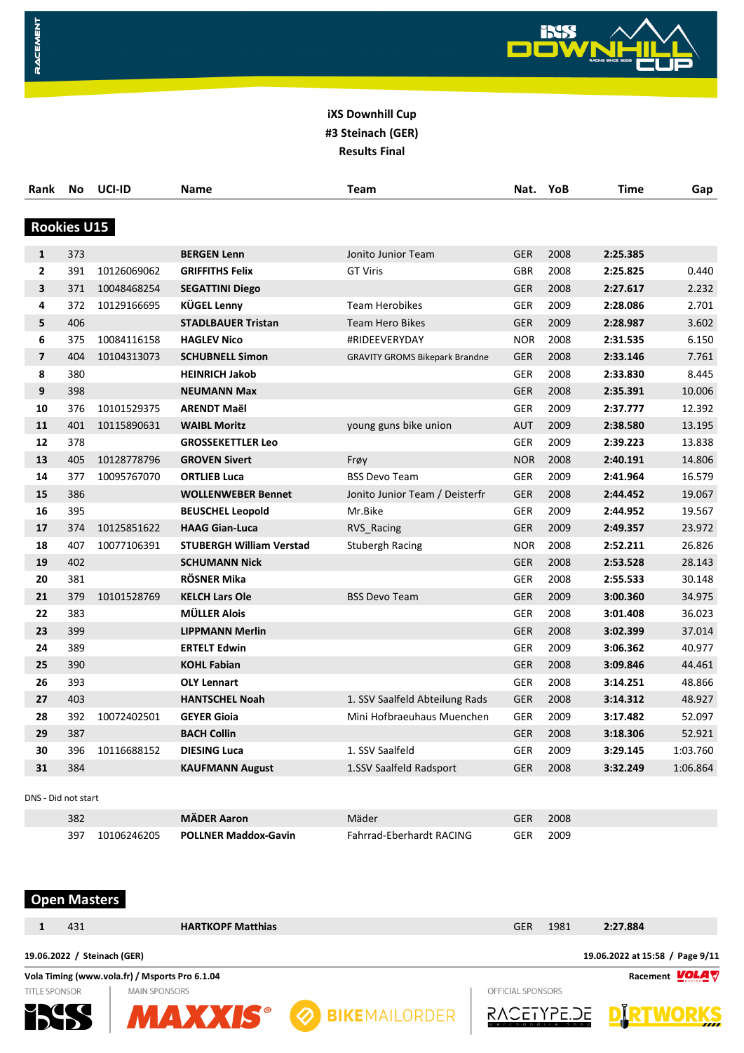**iXS Downhill Cup**
**#3 Steinach (GER)**
**Results Final**

## Rookies U15

| Rank | No | UCI-ID | Name | Team | Nat. | YoB | Time | Gap |
|---|---|---|---|---|---|---|---|---|
| 1 | 373 | | **BERGEN Lenn** | Jonito Junior Team | GER | 2008 | **2:25.385** | |
| 2 | 391 | 10126069062 | **GRIFFITHS Felix** | GT Viris | GBR | 2008 | **2:25.825** | 0.440 |
| 3 | 371 | 10048468254 | **SEGATTINI Diego** | | GER | 2008 | **2:27.617** | 2.232 |
| 4 | 372 | 10129166695 | **KÜGEL Lenny** | Team Herobikes | GER | 2009 | **2:28.086** | 2.701 |
| 5 | 406 | | **STADLBAUER Tristan** | Team Hero Bikes | GER | 2009 | **2:28.987** | 3.602 |
| 6 | 375 | 10084116158 | **HAGLEV Nico** | #RIDEEVERYDAY | NOR | 2008 | **2:31.535** | 6.150 |
| 7 | 404 | 10104313073 | **SCHUBNELL Simon** | GRAVITY GROMS Bikepark Brandne | GER | 2008 | **2:33.146** | 7.761 |
| 8 | 380 | | **HEINRICH Jakob** | | GER | 2008 | **2:33.830** | 8.445 |
| 9 | 398 | | **NEUMANN Max** | | GER | 2008 | **2:35.391** | 10.006 |
| 10 | 376 | 10101529375 | **ARENDT Maël** | | GER | 2009 | **2:37.777** | 12.392 |
| 11 | 401 | 10115890631 | **WAIBL Moritz** | young guns bike union | AUT | 2009 | **2:38.580** | 13.195 |
| 12 | 378 | | **GROSSEKETTLER Leo** | | GER | 2009 | **2:39.223** | 13.838 |
| 13 | 405 | 10128778796 | **GROVEN Sivert** | Frøy | NOR | 2008 | **2:40.191** | 14.806 |
| 14 | 377 | 10095767070 | **ORTLIEB Luca** | BSS Devo Team | GER | 2009 | **2:41.964** | 16.579 |
| 15 | 386 | | **WOLLENWEBER Bennet** | Jonito Junior Team / Deisterfr | GER | 2008 | **2:44.452** | 19.067 |
| 16 | 395 | | **BEUSCHEL Leopold** | Mr.Bike | GER | 2009 | **2:44.952** | 19.567 |
| 17 | 374 | 10125851622 | **HAAG Gian-Luca** | RVS_Racing | GER | 2009 | **2:49.357** | 23.972 |
| 18 | 407 | 10077106391 | **STUBERGH William Verstad** | Stubergh Racing | NOR | 2008 | **2:52.211** | 26.826 |
| 19 | 402 | | **SCHUMANN Nick** | | GER | 2008 | **2:53.528** | 28.143 |
| 20 | 381 | | **RÖSNER Mika** | | GER | 2008 | **2:55.533** | 30.148 |
| 21 | 379 | 10101528769 | **KELCH Lars Ole** | BSS Devo Team | GER | 2009 | **3:00.360** | 34.975 |
| 22 | 383 | | **MÜLLER Alois** | | GER | 2008 | **3:01.408** | 36.023 |
| 23 | 399 | | **LIPPMANN Merlin** | | GER | 2008 | **3:02.399** | 37.014 |
| 24 | 389 | | **ERTELT Edwin** | | GER | 2009 | **3:06.362** | 40.977 |
| 25 | 390 | | **KOHL Fabian** | | GER | 2008 | **3:09.846** | 44.461 |
| 26 | 393 | | **OLY Lennart** | | GER | 2008 | **3:14.251** | 48.866 |
| 27 | 403 | | **HANTSCHEL Noah** | 1. SSV Saalfeld Abteilung Rads | GER | 2008 | **3:14.312** | 48.927 |
| 28 | 392 | 10072402501 | **GEYER Gioia** | Mini Hofbraeuhaus Muenchen | GER | 2009 | **3:17.482** | 52.097 |
| 29 | 387 | | **BACH Collin** | | GER | 2008 | **3:18.306** | 52.921 |
| 30 | 396 | 10116688152 | **DIESING Luca** | 1. SSV Saalfeld | GER | 2009 | **3:29.145** | 1:03.760 |
| 31 | 384 | | **KAUFMANN August** | 1.SSV Saalfeld Radsport | GER | 2008 | **3:32.249** | 1:06.864 |

DNS - Did not start

| Rank | No | UCI-ID | Name | Team | Nat. | YoB | Time | Gap |
|---|---|---|---|---|---|---|---|---|
| | 382 | | **MÄDER Aaron** | Mäder | GER | 2008 | | |
| | 397 | 10106246205 | **POLLNER Maddox-Gavin** | Fahrrad-Eberhardt RACING | GER | 2009 | | |

## Open Masters

| Rank | No | UCI-ID | Name | Team | Nat. | YoB | Time | Gap |
|---|---|---|---|---|---|---|---|---|
| 1 | 431 | | **HARTKOPF Matthias** | | GER | 1981 | **2:27.884** | |

19.06.2022 / Steinach (GER) — 19.06.2022 at 15:58

Vola Timing (www.vola.fr) / Msports Pro 6.1.04 — Racement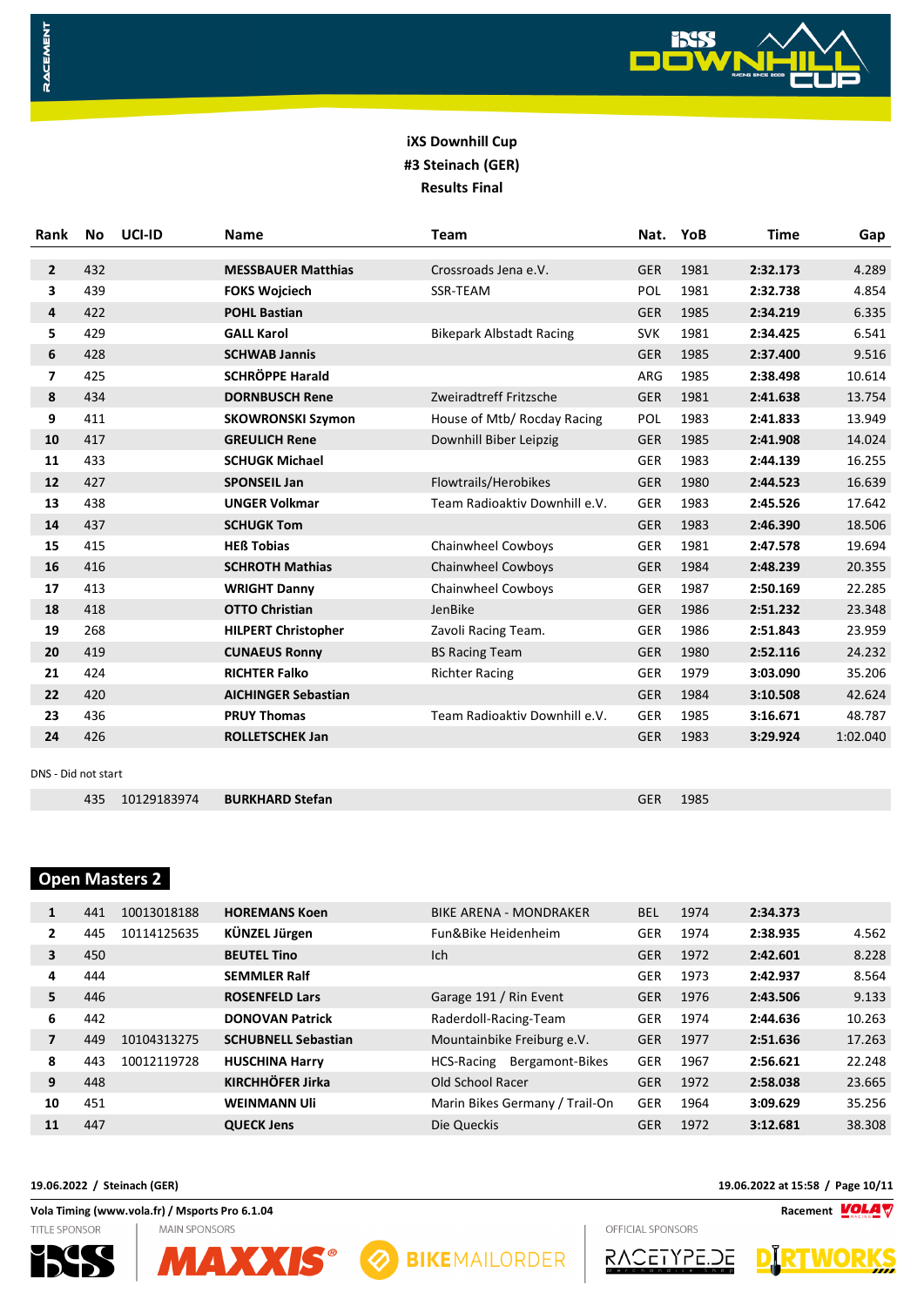**iXS Downhill Cup**
**#3 Steinach (GER)**
**Results Final**

| Rank | No | UCI-ID | Name | Team | Nat. | YoB | Time | Gap |
|---|---|---|---|---|---|---|---|---|
| 2 | 432 | | **MESSBAUER Matthias** | Crossroads Jena e.V. | GER | 1981 | **2:32.173** | 4.289 |
| 3 | 439 | | **FOKS Wojciech** | SSR-TEAM | POL | 1981 | **2:32.738** | 4.854 |
| 4 | 422 | | **POHL Bastian** | | GER | 1985 | **2:34.219** | 6.335 |
| 5 | 429 | | **GALL Karol** | Bikepark Albstadt Racing | SVK | 1981 | **2:34.425** | 6.541 |
| 6 | 428 | | **SCHWAB Jannis** | | GER | 1985 | **2:37.400** | 9.516 |
| 7 | 425 | | **SCHRÖPPE Harald** | | ARG | 1985 | **2:38.498** | 10.614 |
| 8 | 434 | | **DORNBUSCH Rene** | Zweiradtreff Fritzsche | GER | 1981 | **2:41.638** | 13.754 |
| 9 | 411 | | **SKOWRONSKI Szymon** | House of Mtb/ Rocday Racing | POL | 1983 | **2:41.833** | 13.949 |
| 10 | 417 | | **GREULICH Rene** | Downhill Biber Leipzig | GER | 1985 | **2:41.908** | 14.024 |
| 11 | 433 | | **SCHUGK Michael** | | GER | 1983 | **2:44.139** | 16.255 |
| 12 | 427 | | **SPONSEIL Jan** | Flowtrails/Herobikes | GER | 1980 | **2:44.523** | 16.639 |
| 13 | 438 | | **UNGER Volkmar** | Team Radioaktiv Downhill e.V. | GER | 1983 | **2:45.526** | 17.642 |
| 14 | 437 | | **SCHUGK Tom** | | GER | 1983 | **2:46.390** | 18.506 |
| 15 | 415 | | **HEß Tobias** | Chainwheel Cowboys | GER | 1981 | **2:47.578** | 19.694 |
| 16 | 416 | | **SCHROTH Mathias** | Chainwheel Cowboys | GER | 1984 | **2:48.239** | 20.355 |
| 17 | 413 | | **WRIGHT Danny** | Chainwheel Cowboys | GER | 1987 | **2:50.169** | 22.285 |
| 18 | 418 | | **OTTO Christian** | JenBike | GER | 1986 | **2:51.232** | 23.348 |
| 19 | 268 | | **HILPERT Christopher** | Zavoli Racing Team. | GER | 1986 | **2:51.843** | 23.959 |
| 20 | 419 | | **CUNAEUS Ronny** | BS Racing Team | GER | 1980 | **2:52.116** | 24.232 |
| 21 | 424 | | **RICHTER Falko** | Richter Racing | GER | 1979 | **3:03.090** | 35.206 |
| 22 | 420 | | **AICHINGER Sebastian** | | GER | 1984 | **3:10.508** | 42.624 |
| 23 | 436 | | **PRUY Thomas** | Team Radioaktiv Downhill e.V. | GER | 1985 | **3:16.671** | 48.787 |
| 24 | 426 | | **ROLLETSCHEK Jan** | | GER | 1983 | **3:29.924** | 1:02.040 |

DNS - Did not start

| Rank | No | UCI-ID | Name | Team | Nat. | YoB | Time | Gap |
|---|---|---|---|---|---|---|---|---|
| | 435 | 10129183974 | **BURKHARD Stefan** | | GER | 1985 | | |

## Open Masters 2

| Rank | No | UCI-ID | Name | Team | Nat. | YoB | Time | Gap |
|---|---|---|---|---|---|---|---|---|
| 1 | 441 | 10013018188 | **HOREMANS Koen** | BIKE ARENA - MONDRAKER | BEL | 1974 | **2:34.373** | |
| 2 | 445 | 10114125635 | **KÜNZEL Jürgen** | Fun&Bike Heidenheim | GER | 1974 | **2:38.935** | 4.562 |
| 3 | 450 | | **BEUTEL Tino** | Ich | GER | 1972 | **2:42.601** | 8.228 |
| 4 | 444 | | **SEMMLER Ralf** | | GER | 1973 | **2:42.937** | 8.564 |
| 5 | 446 | | **ROSENFELD Lars** | Garage 191 / Rin Event | GER | 1976 | **2:43.506** | 9.133 |
| 6 | 442 | | **DONOVAN Patrick** | Raderdoll-Racing-Team | GER | 1974 | **2:44.636** | 10.263 |
| 7 | 449 | 10104313275 | **SCHUBNELL Sebastian** | Mountainbike Freiburg e.V. | GER | 1977 | **2:51.636** | 17.263 |
| 8 | 443 | 10012119728 | **HUSCHINA Harry** | HCS-Racing Bergamont-Bikes | GER | 1967 | **2:56.621** | 22.248 |
| 9 | 448 | | **KIRCHHÖFER Jirka** | Old School Racer | GER | 1972 | **2:58.038** | 23.665 |
| 10 | 451 | | **WEINMANN Uli** | Marin Bikes Germany / Trail-On | GER | 1964 | **3:09.629** | 35.256 |
| 11 | 447 | | **QUECK Jens** | Die Quecks | GER | 1972 | **3:12.681** | 38.308 |

19.06.2022 / Steinach (GER) — 19.06.2022 at 15:58

Vola Timing (www.vola.fr) / Msports Pro 6.1.04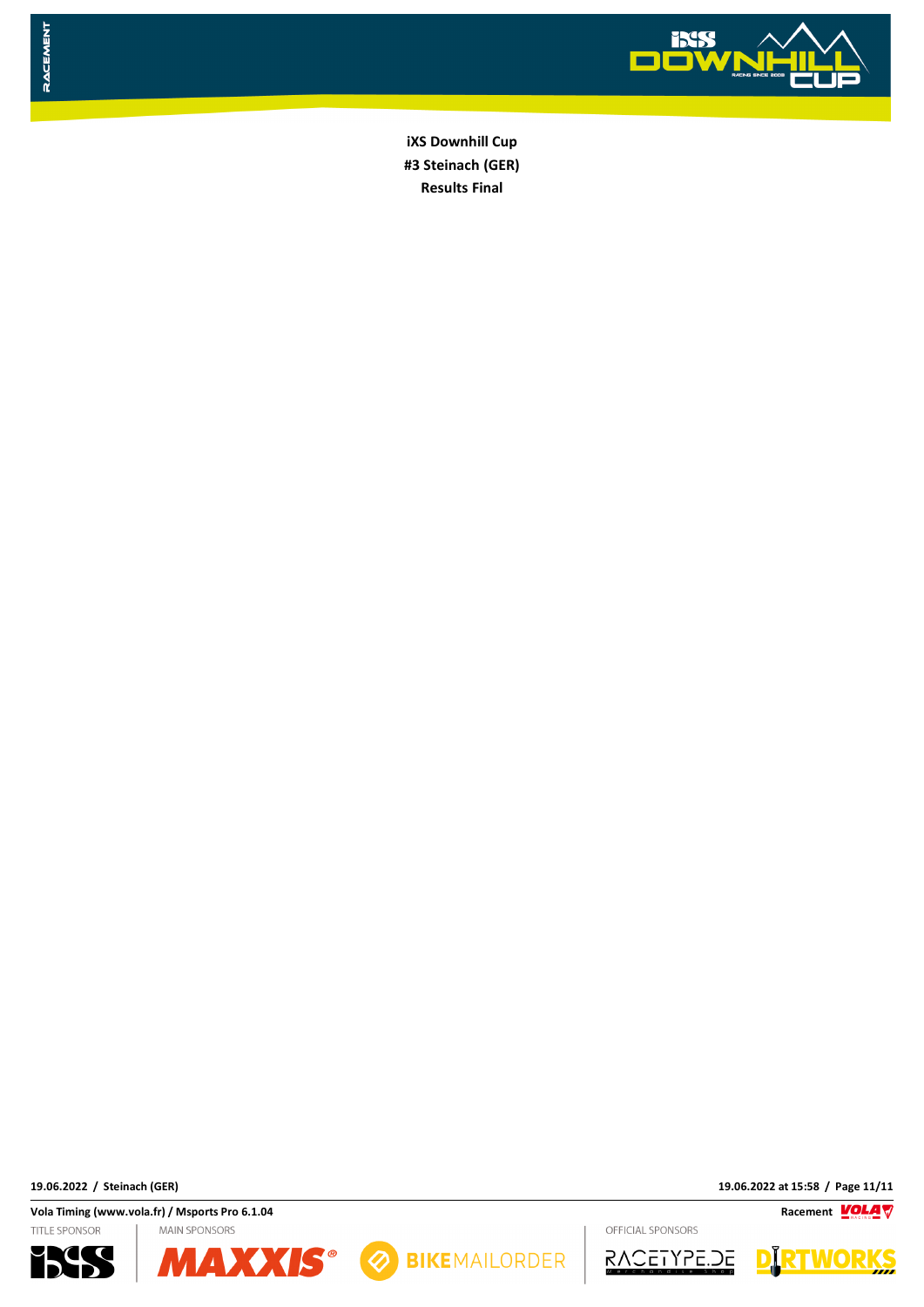**iXS Downhill Cup**

**#3 Steinach (GER)**

**Results Final**